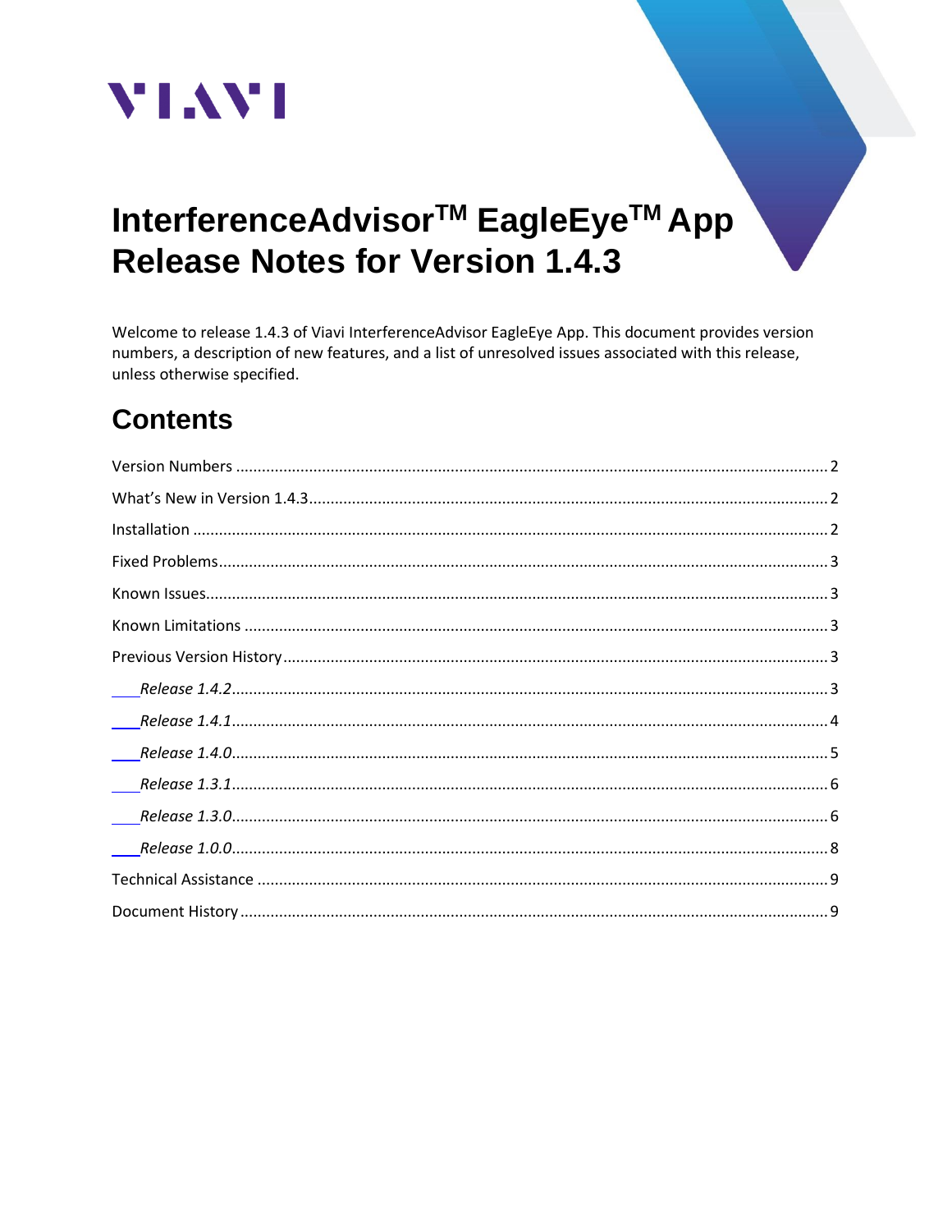# InterferenceAdvisor™ EagleEye™ App Release Notes for Version 1.4.3

Welcome to release 1.4.3 of Viavi InterferenceAdvisor EagleEye App. This document provides version numbers, a description of new features, and a list of unresolved issues associated with this release, unless otherwise specified.

## Contents

Version Numbers ........ 2
What's New in Version 1.4.3 ........ 2
Installation ........ 2
Fixed Problems ........ 3
Known Issues ........ 3
Known Limitations ........ 3
Previous Version History ........ 3
- *Release 1.4.2* ........ 3
- *Release 1.4.1* ........ 4
- *Release 1.4.0* ........ 5
- *Release 1.3.1* ........ 6
- *Release 1.3.0* ........ 6
- *Release 1.0.0* ........ 8

Technical Assistance ........ 9
Document History ........ 9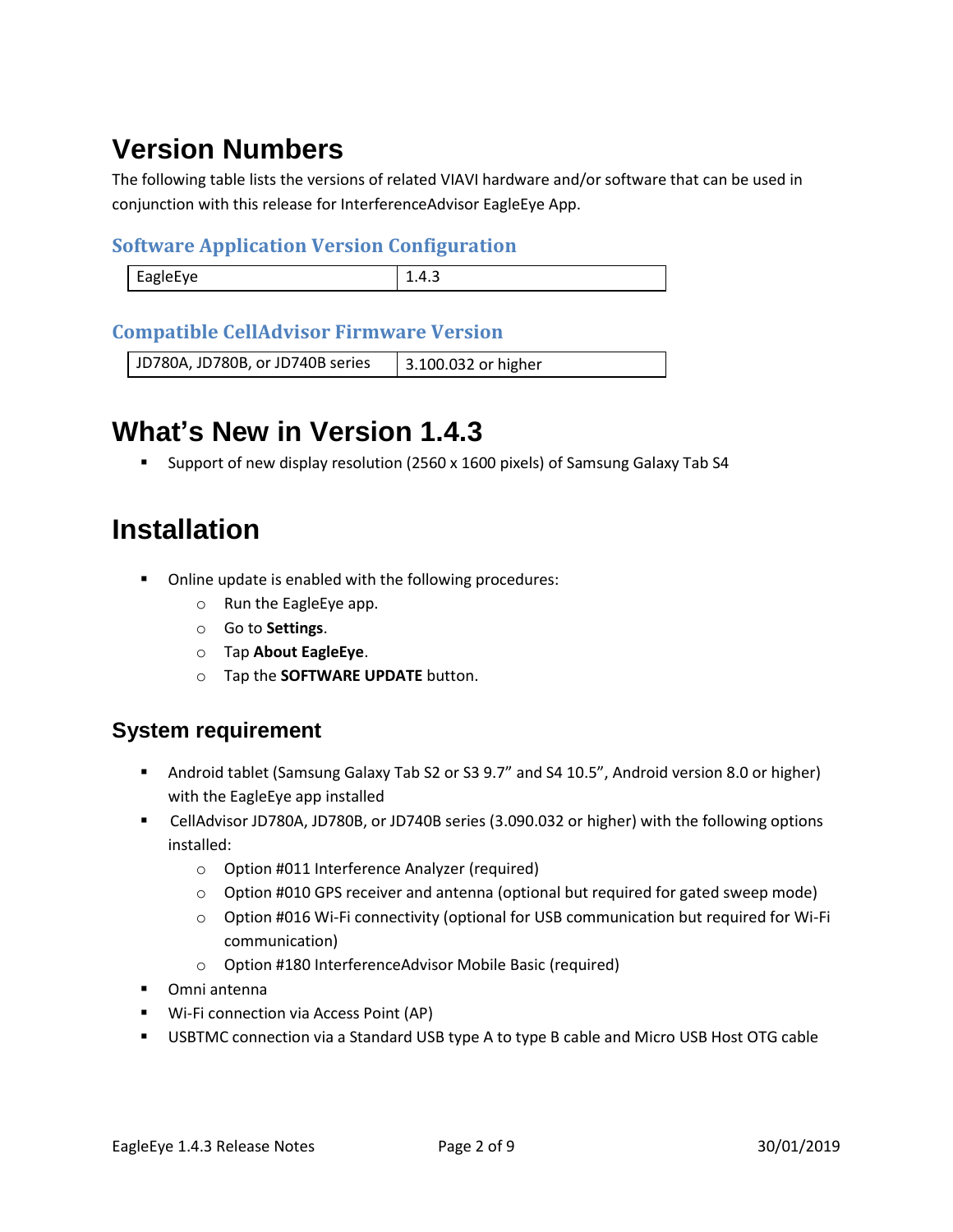# Version Numbers

The following table lists the versions of related VIAVI hardware and/or software that can be used in conjunction with this release for InterferenceAdvisor EagleEye App.

### Software Application Version Configuration

| EagleEye | 1.4.3 |
| --- | --- |

### Compatible CellAdvisor Firmware Version

| JD780A, JD780B, or JD740B series | 3.100.032 or higher |
| --- | --- |

# What's New in Version 1.4.3

- Support of new display resolution (2560 x 1600 pixels) of Samsung Galaxy Tab S4

# Installation

- Online update is enabled with the following procedures:
  - Run the EagleEye app.
  - Go to **Settings**.
  - Tap **About EagleEye**.
  - Tap the **SOFTWARE UPDATE** button.

## System requirement

- Android tablet (Samsung Galaxy Tab S2 or S3 9.7" and S4 10.5", Android version 8.0 or higher) with the EagleEye app installed
- CellAdvisor JD780A, JD780B, or JD740B series (3.090.032 or higher) with the following options installed:
  - Option #011 Interference Analyzer (required)
  - Option #010 GPS receiver and antenna (optional but required for gated sweep mode)
  - Option #016 Wi-Fi connectivity (optional for USB communication but required for Wi-Fi communication)
  - Option #180 InterferenceAdvisor Mobile Basic (required)
- Omni antenna
- Wi-Fi connection via Access Point (AP)
- USBTMC connection via a Standard USB type A to type B cable and Micro USB Host OTG cable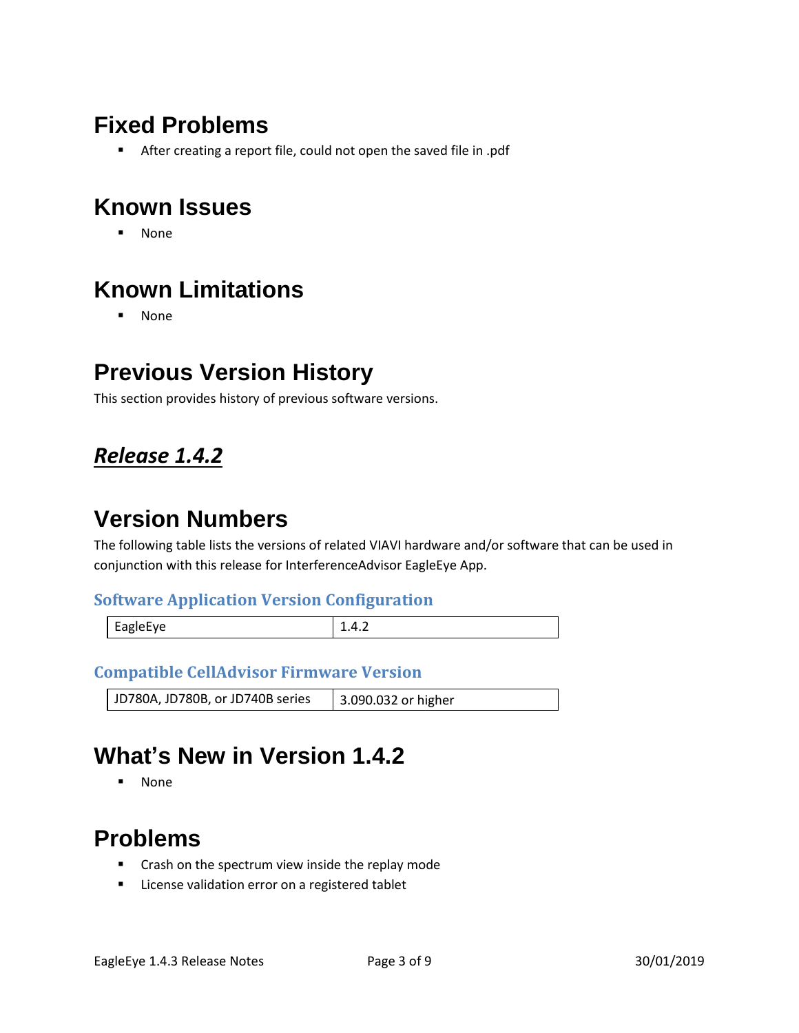# Fixed Problems

- After creating a report file, could not open the saved file in .pdf

# Known Issues

- None

# Known Limitations

- None

# Previous Version History

This section provides history of previous software versions.

## ***Release 1.4.2***

# Version Numbers

The following table lists the versions of related VIAVI hardware and/or software that can be used in conjunction with this release for InterferenceAdvisor EagleEye App.

### Software Application Version Configuration

| EagleEye | 1.4.2 |
|---|---|

### Compatible CellAdvisor Firmware Version

| JD780A, JD780B, or JD740B series | 3.090.032 or higher |
|---|---|

# What's New in Version 1.4.2

- None

# Problems

- Crash on the spectrum view inside the replay mode
- License validation error on a registered tablet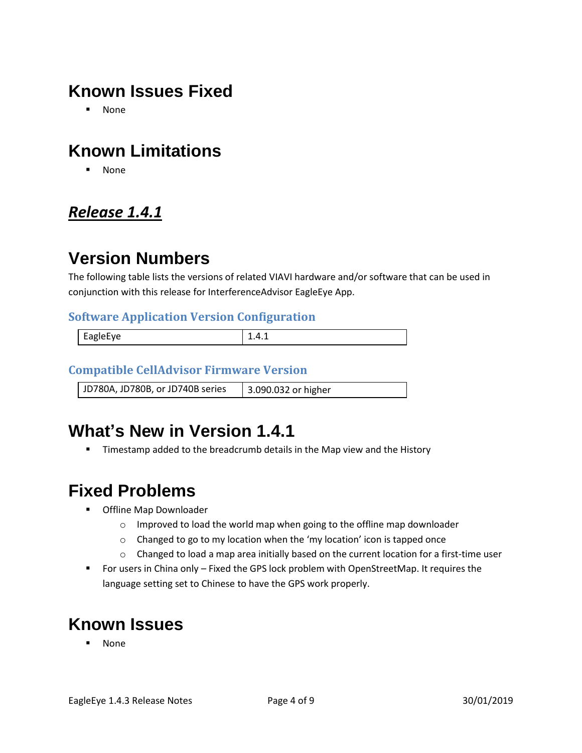## Known Issues Fixed

- None

## Known Limitations

- None

# ***Release 1.4.1***

## Version Numbers

The following table lists the versions of related VIAVI hardware and/or software that can be used in conjunction with this release for InterferenceAdvisor EagleEye App.

### Software Application Version Configuration

| EagleEye | 1.4.1 |
| --- | --- |

### Compatible CellAdvisor Firmware Version

| JD780A, JD780B, or JD740B series | 3.090.032 or higher |
| --- | --- |

## What's New in Version 1.4.1

- Timestamp added to the breadcrumb details in the Map view and the History

## Fixed Problems

- Offline Map Downloader
  - Improved to load the world map when going to the offline map downloader
  - Changed to go to my location when the 'my location' icon is tapped once
  - Changed to load a map area initially based on the current location for a first-time user
- For users in China only – Fixed the GPS lock problem with OpenStreetMap. It requires the language setting set to Chinese to have the GPS work properly.

## Known Issues

- None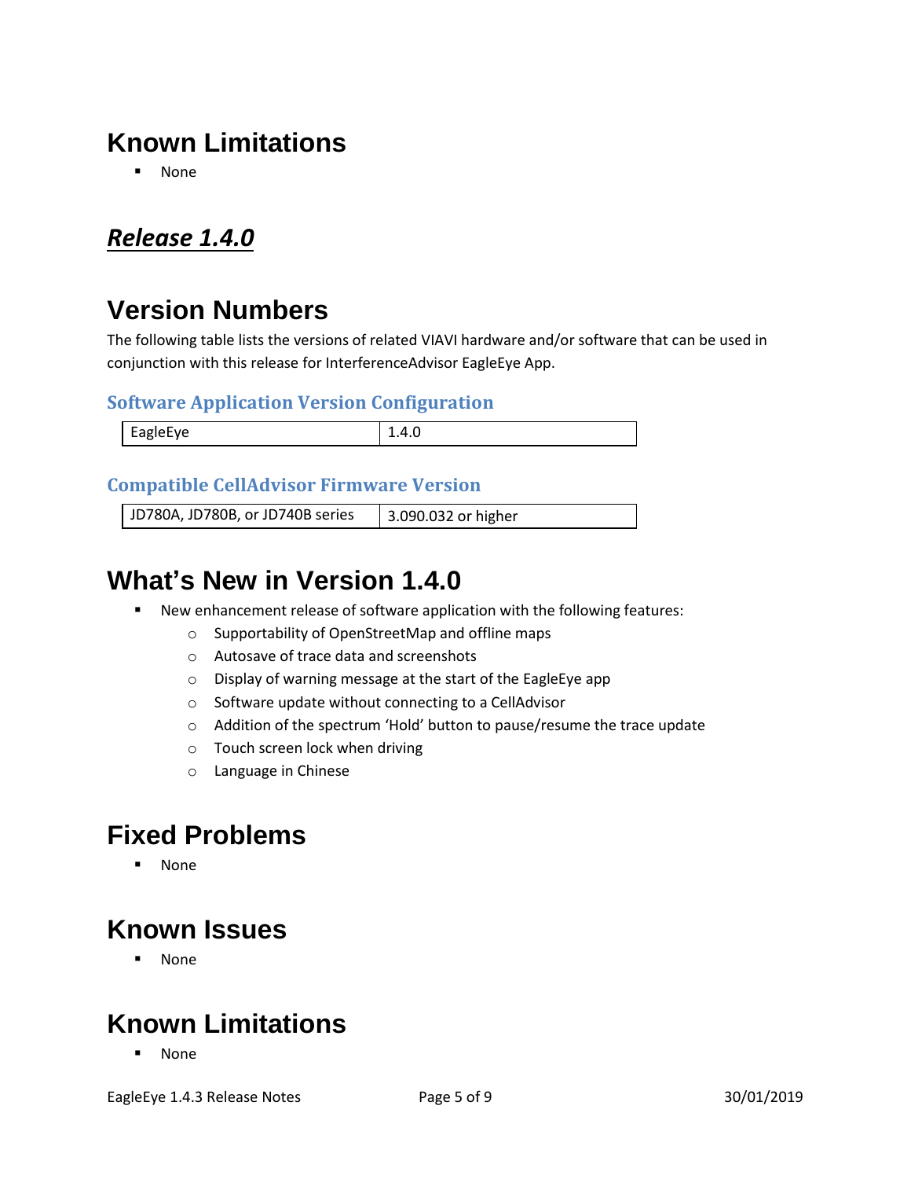# Known Limitations

- None

## ***Release 1.4.0***

# Version Numbers

The following table lists the versions of related VIAVI hardware and/or software that can be used in conjunction with this release for InterferenceAdvisor EagleEye App.

### Software Application Version Configuration

| EagleEye | 1.4.0 |
| --- | --- |

### Compatible CellAdvisor Firmware Version

| JD780A, JD780B, or JD740B series | 3.090.032 or higher |
| --- | --- |

# What's New in Version 1.4.0

- New enhancement release of software application with the following features:
  - Supportability of OpenStreetMap and offline maps
  - Autosave of trace data and screenshots
  - Display of warning message at the start of the EagleEye app
  - Software update without connecting to a CellAdvisor
  - Addition of the spectrum 'Hold' button to pause/resume the trace update
  - Touch screen lock when driving
  - Language in Chinese

# Fixed Problems

- None

# Known Issues

- None

# Known Limitations

- None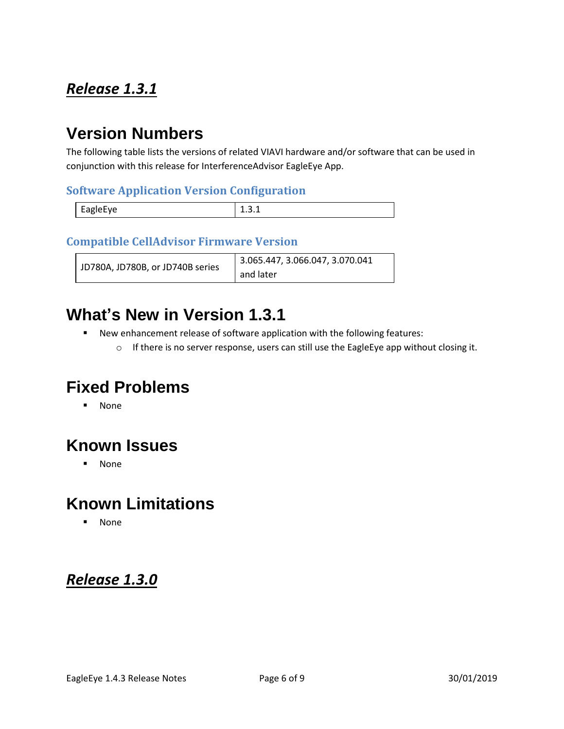## ***Release 1.3.1***

# Version Numbers

The following table lists the versions of related VIAVI hardware and/or software that can be used in conjunction with this release for InterferenceAdvisor EagleEye App.

### Software Application Version Configuration

| EagleEye | 1.3.1 |
|---|---|

### Compatible CellAdvisor Firmware Version

| JD780A, JD780B, or JD740B series | 3.065.447, 3.066.047, 3.070.041 and later |
|---|---|

# What's New in Version 1.3.1

- New enhancement release of software application with the following features:
    - If there is no server response, users can still use the EagleEye app without closing it.

# Fixed Problems

- None

# Known Issues

- None

# Known Limitations

- None

## ***Release 1.3.0***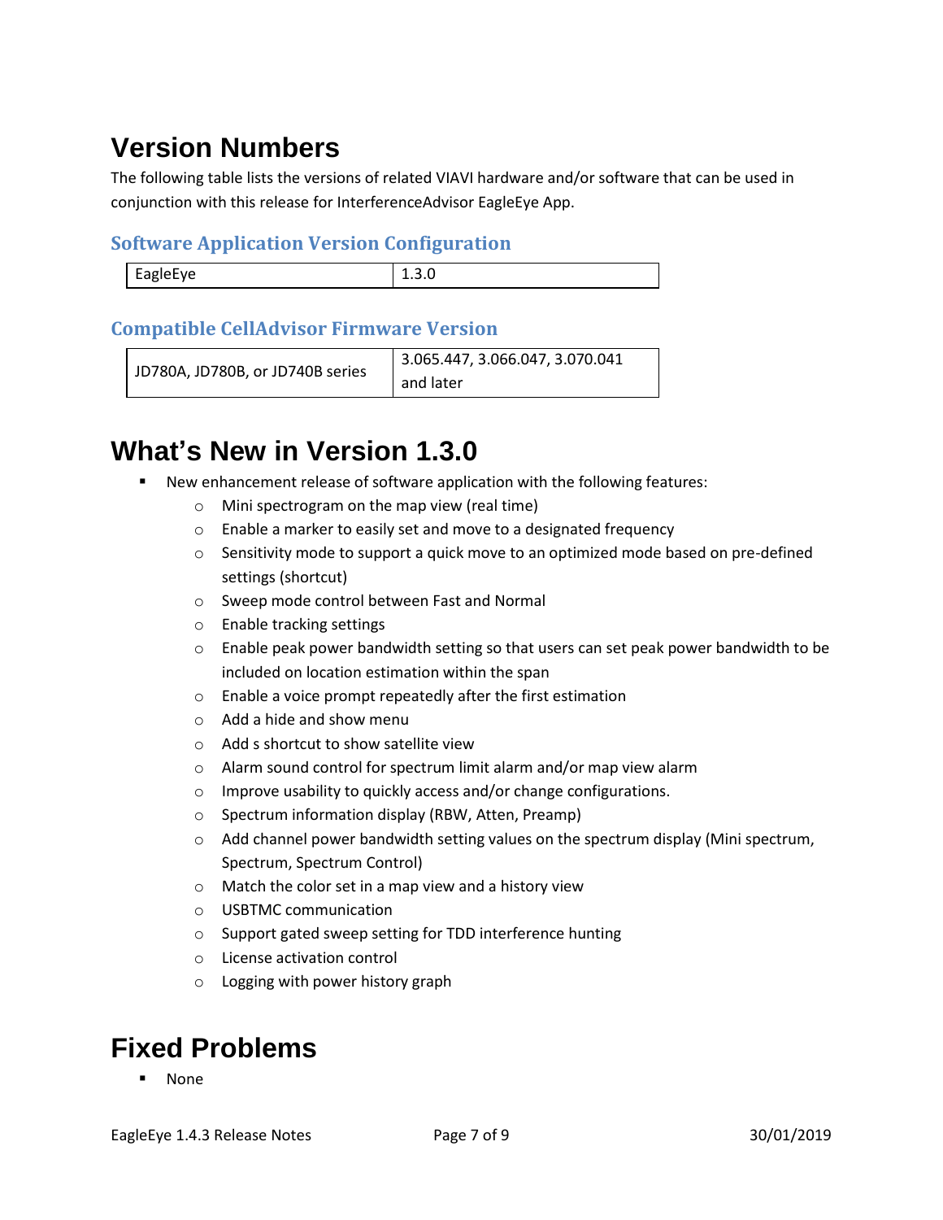# Version Numbers

The following table lists the versions of related VIAVI hardware and/or software that can be used in conjunction with this release for InterferenceAdvisor EagleEye App.

### Software Application Version Configuration

| EagleEye | 1.3.0 |
|---|---|

### Compatible CellAdvisor Firmware Version

| JD780A, JD780B, or JD740B series | 3.065.447, 3.066.047, 3.070.041 and later |
|---|---|

# What's New in Version 1.3.0

- New enhancement release of software application with the following features:
  - Mini spectrogram on the map view (real time)
  - Enable a marker to easily set and move to a designated frequency
  - Sensitivity mode to support a quick move to an optimized mode based on pre-defined settings (shortcut)
  - Sweep mode control between Fast and Normal
  - Enable tracking settings
  - Enable peak power bandwidth setting so that users can set peak power bandwidth to be included on location estimation within the span
  - Enable a voice prompt repeatedly after the first estimation
  - Add a hide and show menu
  - Add s shortcut to show satellite view
  - Alarm sound control for spectrum limit alarm and/or map view alarm
  - Improve usability to quickly access and/or change configurations.
  - Spectrum information display (RBW, Atten, Preamp)
  - Add channel power bandwidth setting values on the spectrum display (Mini spectrum, Spectrum, Spectrum Control)
  - Match the color set in a map view and a history view
  - USBTMC communication
  - Support gated sweep setting for TDD interference hunting
  - License activation control
  - Logging with power history graph

# Fixed Problems

- None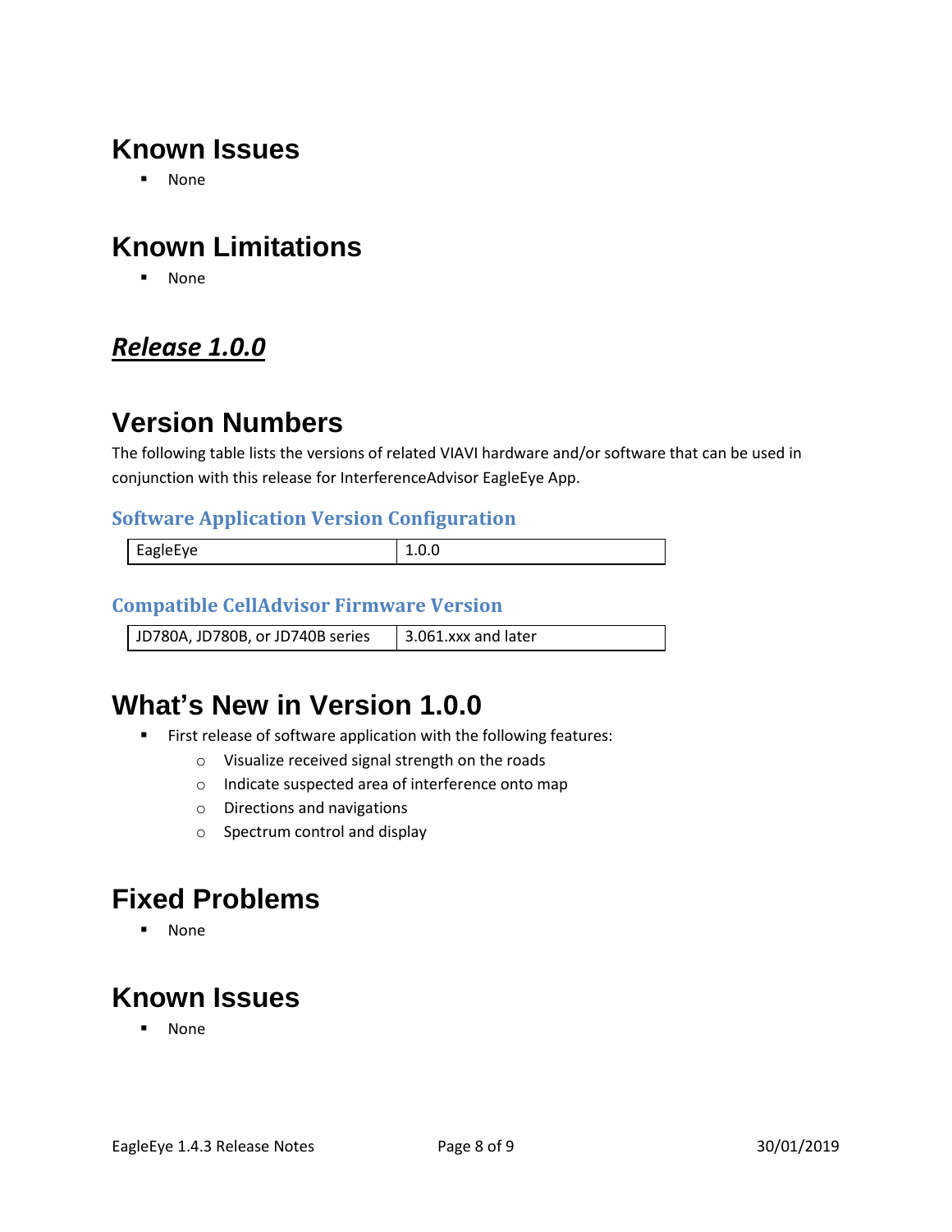## Known Issues

- None

## Known Limitations

- None

# ***Release 1.0.0***

## Version Numbers

The following table lists the versions of related VIAVI hardware and/or software that can be used in conjunction with this release for InterferenceAdvisor EagleEye App.

### Software Application Version Configuration

| EagleEye | 1.0.0 |
|---|---|

### Compatible CellAdvisor Firmware Version

| JD780A, JD780B, or JD740B series | 3.061.xxx and later |
|---|---|

## What's New in Version 1.0.0

- First release of software application with the following features:
  - Visualize received signal strength on the roads
  - Indicate suspected area of interference onto map
  - Directions and navigations
  - Spectrum control and display

## Fixed Problems

- None

## Known Issues

- None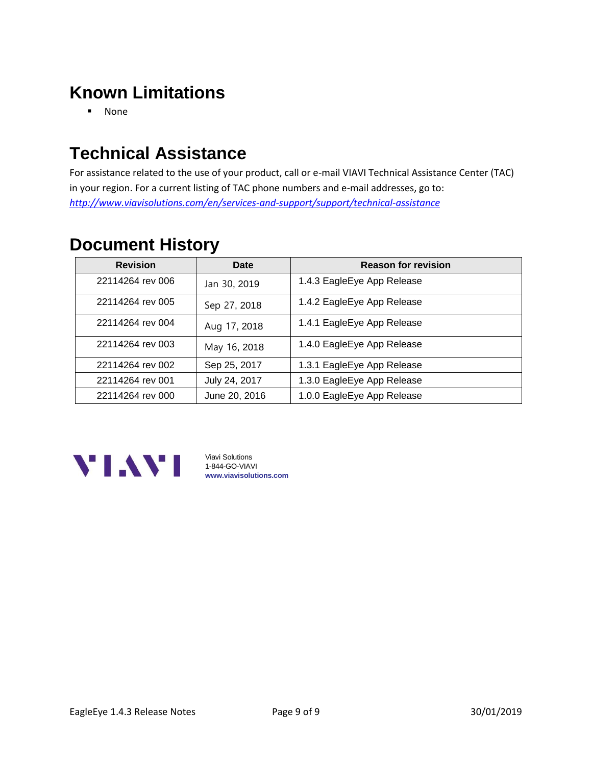## Known Limitations

- None

## Technical Assistance

For assistance related to the use of your product, call or e-mail VIAVI Technical Assistance Center (TAC) in your region. For a current listing of TAC phone numbers and e-mail addresses, go to:
*http://www.viavisolutions.com/en/services-and-support/support/technical-assistance*

## Document History

| Revision | Date | Reason for revision |
|---|---|---|
| 22114264 rev 006 | Jan 30, 2019 | 1.4.3 EagleEye App Release |
| 22114264 rev 005 | Sep 27, 2018 | 1.4.2 EagleEye App Release |
| 22114264 rev 004 | Aug 17, 2018 | 1.4.1 EagleEye App Release |
| 22114264 rev 003 | May 16, 2018 | 1.4.0 EagleEye App Release |
| 22114264 rev 002 | Sep 25, 2017 | 1.3.1 EagleEye App Release |
| 22114264 rev 001 | July 24, 2017 | 1.3.0 EagleEye App Release |
| 22114264 rev 000 | June 20, 2016 | 1.0.0 EagleEye App Release |

VIAVI

Viavi Solutions
1-844-GO-VIAVI
**www.viavisolutions.com**